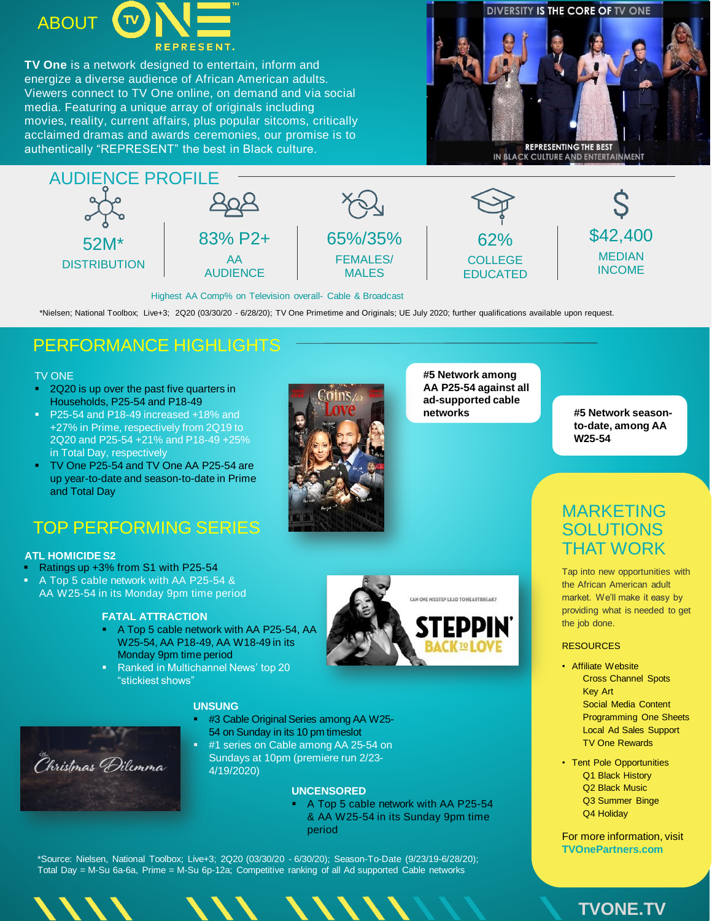# ABOUT TV ONE REPRESENT.

**TV One** is a network designed to entertain, inform and energize a diverse audience of African American adults. Viewers connect to TV One online, on demand and via social media. Featuring a unique array of originals including movies, reality, current affairs, plus popular sitcoms, critically acclaimed dramas and awards ceremonies, our promise is to authentically "REPRESENT" the best in Black culture.

DIVERSITY IS THE CORE OF TV ONE

REPRESENTING THE BEST IN BLACK CULTURE AND ENTERTAINMENT

## AUDIENCE PROFILE

| 52M* | 83% P2+ | 65%/35% | 62% | $42,400 |
|---|---|---|---|---|
| DISTRIBUTION | AA AUDIENCE | FEMALES/ MALES | COLLEGE EDUCATED | MEDIAN INCOME |

Highest AA Comp% on Television overall- Cable & Broadcast

*Nielsen; National Toolbox; Live+3; 2Q20 (03/30/20 - 6/28/20); TV One Primetime and Originals; UE July 2020; further qualifications available upon request.

## PERFORMANCE HIGHLIGHTS

TV ONE

- 2Q20 is up over the past five quarters in Households, P25-54 and P18-49
- P25-54 and P18-49 increased +18% and +27% in Prime, respectively from 2Q19 to 2Q20 and P25-54 +21% and P18-49 +25% in Total Day, respectively
- TV One P25-54 and TV One AA P25-54 are up year-to-date and season-to-date in Prime and Total Day

**#5 Network among AA P25-54 against all ad-supported cable networks**

**#5 Network season-to-date, among AA W25-54**

## TOP PERFORMING SERIES

**ATL HOMICIDE S2**

- Ratings up +3% from S1 with P25-54
- A Top 5 cable network with AA P25-54 & AA W25-54 in its Monday 9pm time period

**FATAL ATTRACTION**

- A Top 5 cable network with AA P25-54, AA W25-54, AA P18-49, AA W18-49 in its Monday 9pm time period
- Ranked in Multichannel News' top 20 "stickiest shows"

**UNSUNG**

- #3 Cable Original Series among AA W25-54 on Sunday in its 10 pm timeslot
- #1 series on Cable among AA 25-54 on Sundays at 10pm (premiere run 2/23-4/19/2020)

**UNCENSORED**

- A Top 5 cable network with AA P25-54 & AA W25-54 in its Sunday 9pm time period

*Source: Nielsen, National Toolbox; Live+3; 2Q20 (03/30/20 - 6/30/20); Season-To-Date (9/23/19-6/28/20); Total Day = M-Su 6a-6a, Prime = M-Su 6p-12a; Competitive ranking of all Ad supported Cable networks

## MARKETING SOLUTIONS THAT WORK

Tap into new opportunities with the African American adult market. We'll make it easy by providing what is needed to get the job done.

RESOURCES

- Affiliate Website
  - Cross Channel Spots
  - Key Art
  - Social Media Content
  - Programming One Sheets
  - Local Ad Sales Support
  - TV One Rewards
- Tent Pole Opportunities
  - Q1 Black History
  - Q2 Black Music
  - Q3 Summer Binge
  - Q4 Holiday

For more information, visit **TVOnePartners.com**

TVONE.TV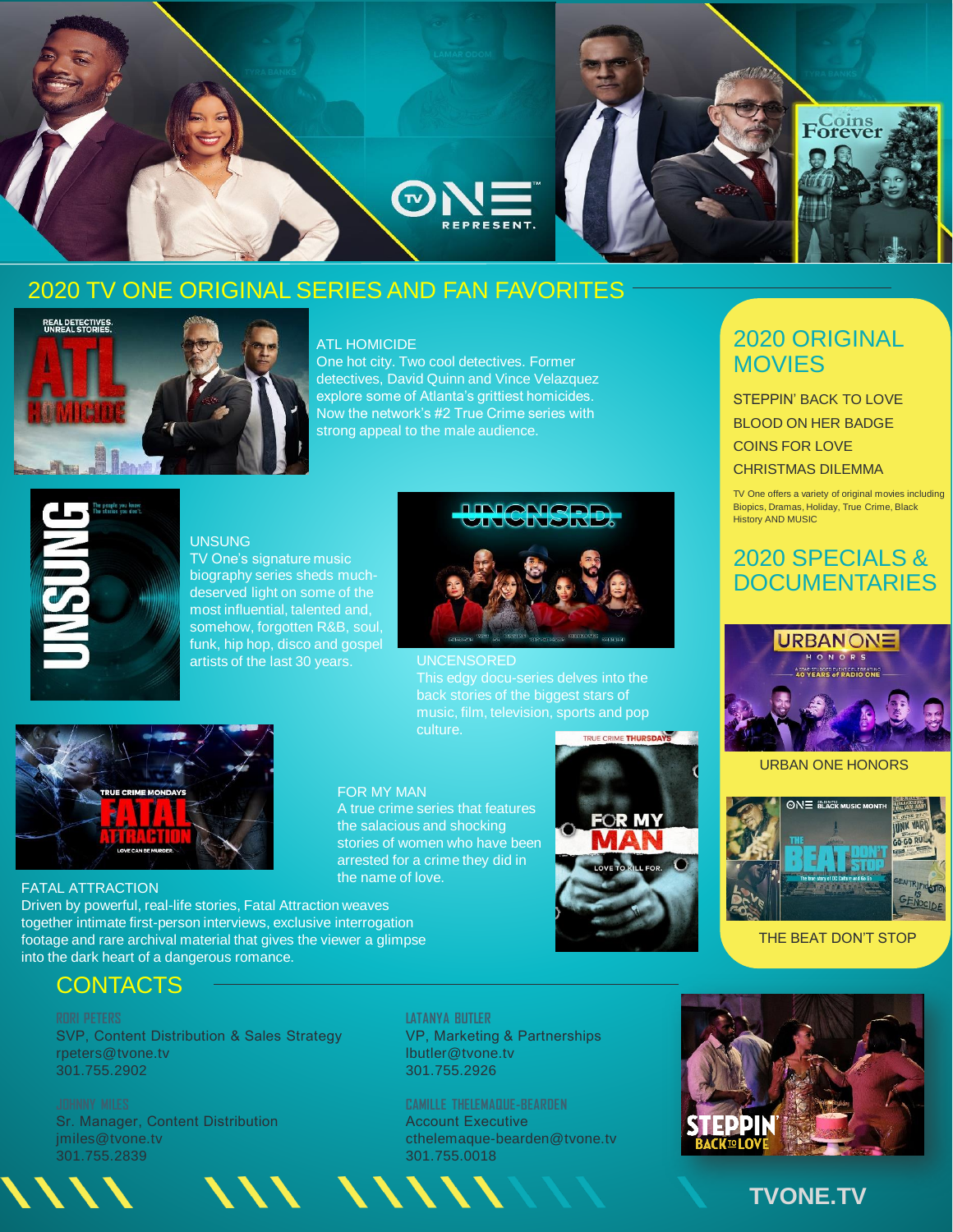## 2020 TV ONE ORIGINAL SERIES AND FAN FAVORITES

ATL HOMICIDE
One hot city. Two cool detectives. Former detectives, David Quinn and Vince Velazquez explore some of Atlanta's grittiest homicides. Now the network's #2 True Crime series with strong appeal to the male audience.

UNSUNG
TV One's signature music biography series sheds much-deserved light on some of the most influential, talented and, somehow, forgotten R&B, soul, funk, hip hop, disco and gospel artists of the last 30 years.

UNCENSORED
This edgy docu-series delves into the back stories of the biggest stars of music, film, television, sports and pop culture.

FOR MY MAN
A true crime series that features the salacious and shocking stories of women who have been arrested for a crime they did in the name of love.

FATAL ATTRACTION
Driven by powerful, real-life stories, Fatal Attraction weaves together intimate first-person interviews, exclusive interrogation footage and rare archival material that gives the viewer a glimpse into the dark heart of a dangerous romance.

## 2020 ORIGINAL MOVIES

STEPPIN' BACK TO LOVE
BLOOD ON HER BADGE
COINS FOR LOVE
CHRISTMAS DILEMMA

TV One offers a variety of original movies including Biopics, Dramas, Holiday, True Crime, Black History AND MUSIC

## 2020 SPECIALS & DOCUMENTARIES

URBAN ONE HONORS

THE BEAT DON'T STOP

## CONTACTS

RORI PETERS
SVP, Content Distribution & Sales Strategy
rpeters@tvone.tv
301.755.2902

LATANYA BUTLER
VP, Marketing & Partnerships
lbutler@tvone.tv
301.755.2926

JOHNNY MILES
Sr. Manager, Content Distribution
jmiles@tvone.tv
301.755.2839

CAMILLE THELEMAQUE-BEARDEN
Account Executive
cthelemaque-bearden@tvone.tv
301.755.0018

TVONE.TV